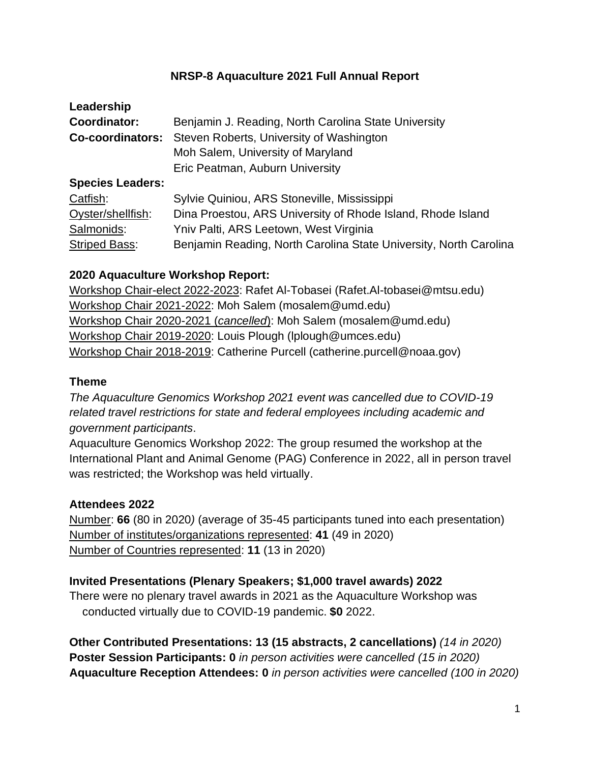# NRSP-8 Aquaculture 2021 Full Annual Report

**Leadership**

**Coordinator:** Benjamin J. Reading, North Carolina State University

**Co-coordinators:** Steven Roberts, University of Washington
Moh Salem, University of Maryland
Eric Peatman, Auburn University

**Species Leaders:**

Catfish: Sylvie Quiniou, ARS Stoneville, Mississippi
Oyster/shellfish: Dina Proestou, ARS University of Rhode Island, Rhode Island
Salmonids: Yniv Palti, ARS Leetown, West Virginia
Striped Bass: Benjamin Reading, North Carolina State University, North Carolina

## 2020 Aquaculture Workshop Report:

Workshop Chair-elect 2022-2023: Rafet Al-Tobasei (Rafet.Al-tobasei@mtsu.edu)
Workshop Chair 2021-2022: Moh Salem (mosalem@umd.edu)
Workshop Chair 2020-2021 (*cancelled*): Moh Salem (mosalem@umd.edu)
Workshop Chair 2019-2020: Louis Plough (lplough@umces.edu)
Workshop Chair 2018-2019: Catherine Purcell (catherine.purcell@noaa.gov)

## Theme

*The Aquaculture Genomics Workshop 2021 event was cancelled due to COVID-19 related travel restrictions for state and federal employees including academic and government participants*.

Aquaculture Genomics Workshop 2022: The group resumed the workshop at the International Plant and Animal Genome (PAG) Conference in 2022, all in person travel was restricted; the Workshop was held virtually.

## Attendees 2022

Number: **66** (80 in 2020*)* (average of 35-45 participants tuned into each presentation)
Number of institutes/organizations represented: **41** (49 in 2020)
Number of Countries represented: **11** (13 in 2020)

## Invited Presentations (Plenary Speakers; $1,000 travel awards) 2022

There were no plenary travel awards in 2021 as the Aquaculture Workshop was conducted virtually due to COVID-19 pandemic. **$0** 2022.

**Other Contributed Presentations: 13 (15 abstracts, 2 cancellations)** *(14 in 2020)*
**Poster Session Participants: 0** *in person activities were cancelled (15 in 2020)*
**Aquaculture Reception Attendees: 0** *in person activities were cancelled (100 in 2020)*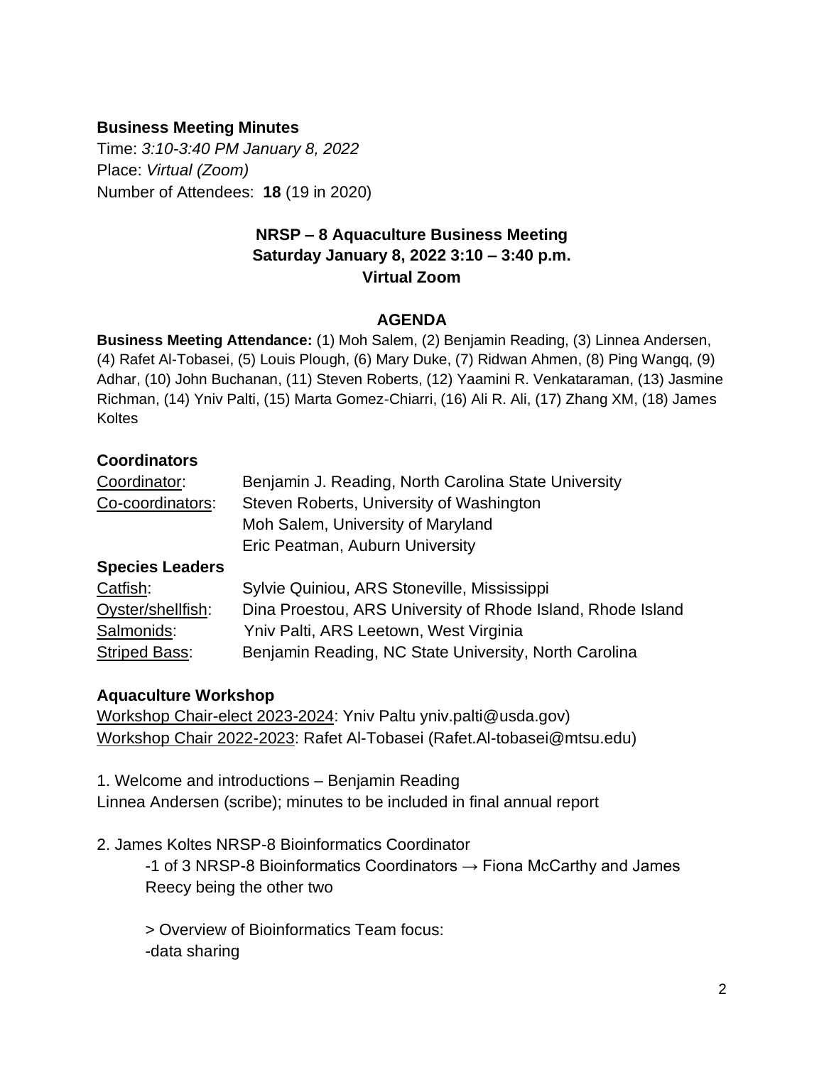**Business Meeting Minutes**

Time: *3:10-3:40 PM January 8, 2022*

Place: *Virtual (Zoom)*

Number of Attendees: **18** (19 in 2020)

**NRSP – 8 Aquaculture Business Meeting**
**Saturday January 8, 2022 3:10 – 3:40 p.m.**
**Virtual Zoom**

**AGENDA**

**Business Meeting Attendance:** (1) Moh Salem, (2) Benjamin Reading, (3) Linnea Andersen, (4) Rafet Al-Tobasei, (5) Louis Plough, (6) Mary Duke, (7) Ridwan Ahmen, (8) Ping Wangq, (9) Adhar, (10) John Buchanan, (11) Steven Roberts, (12) Yaamini R. Venkataraman, (13) Jasmine Richman, (14) Yniv Palti, (15) Marta Gomez-Chiarri, (16) Ali R. Ali, (17) Zhang XM, (18) James Koltes

**Coordinators**

| | |
|---|---|
| Coordinator: | Benjamin J. Reading, North Carolina State University |
| Co-coordinators: | Steven Roberts, University of Washington |
| | Moh Salem, University of Maryland |
| | Eric Peatman, Auburn University |

**Species Leaders**

| | |
|---|---|
| Catfish: | Sylvie Quiniou, ARS Stoneville, Mississippi |
| Oyster/shellfish: | Dina Proestou, ARS University of Rhode Island, Rhode Island |
| Salmonids: | Yniv Palti, ARS Leetown, West Virginia |
| Striped Bass: | Benjamin Reading, NC State University, North Carolina |

**Aquaculture Workshop**

Workshop Chair-elect 2023-2024: Yniv Paltu yniv.palti@usda.gov)
Workshop Chair 2022-2023: Rafet Al-Tobasei (Rafet.Al-tobasei@mtsu.edu)

1. Welcome and introductions – Benjamin Reading
Linnea Andersen (scribe); minutes to be included in final annual report

2. James Koltes NRSP-8 Bioinformatics Coordinator

-1 of 3 NRSP-8 Bioinformatics Coordinators → Fiona McCarthy and James Reecy being the other two

> Overview of Bioinformatics Team focus:
-data sharing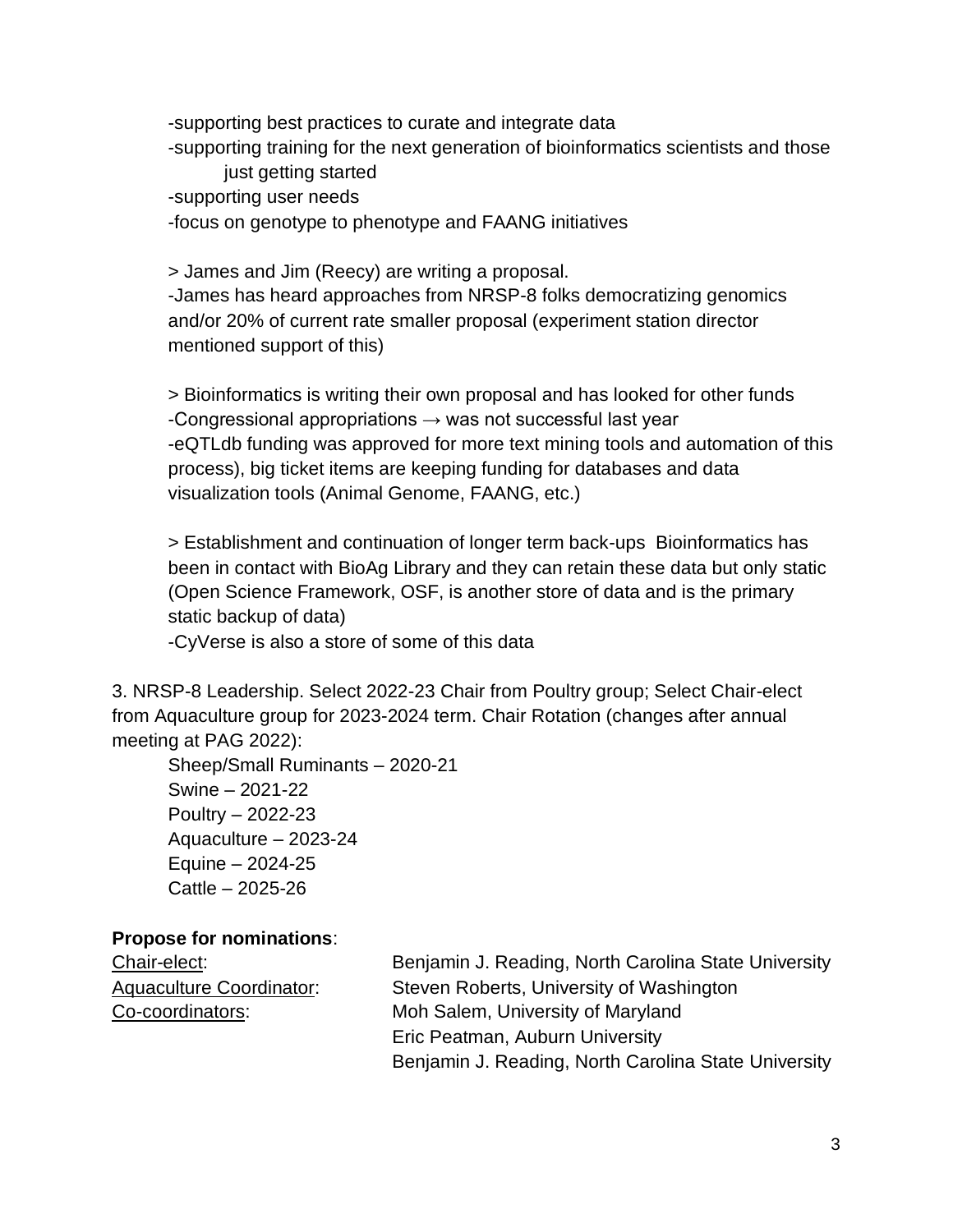-supporting best practices to curate and integrate data
-supporting training for the next generation of bioinformatics scientists and those just getting started
-supporting user needs
-focus on genotype to phenotype and FAANG initiatives

> James and Jim (Reecy) are writing a proposal.
-James has heard approaches from NRSP-8 folks democratizing genomics and/or 20% of current rate smaller proposal (experiment station director mentioned support of this)

> Bioinformatics is writing their own proposal and has looked for other funds
-Congressional appropriations → was not successful last year
-eQTLdb funding was approved for more text mining tools and automation of this process), big ticket items are keeping funding for databases and data visualization tools (Animal Genome, FAANG, etc.)

> Establishment and continuation of longer term back-ups Bioinformatics has been in contact with BioAg Library and they can retain these data but only static (Open Science Framework, OSF, is another store of data and is the primary static backup of data)
-CyVerse is also a store of some of this data

3. NRSP-8 Leadership. Select 2022-23 Chair from Poultry group; Select Chair-elect from Aquaculture group for 2023-2024 term. Chair Rotation (changes after annual meeting at PAG 2022):

Sheep/Small Ruminants – 2020-21
Swine – 2021-22
Poultry – 2022-23
Aquaculture – 2023-24
Equine – 2024-25
Cattle – 2025-26

**Propose for nominations**:

| | |
|---|---|
| Chair-elect: | Benjamin J. Reading, North Carolina State University |
| Aquaculture Coordinator: | Steven Roberts, University of Washington |
| Co-coordinators: | Moh Salem, University of Maryland |
| | Eric Peatman, Auburn University |
| | Benjamin J. Reading, North Carolina State University |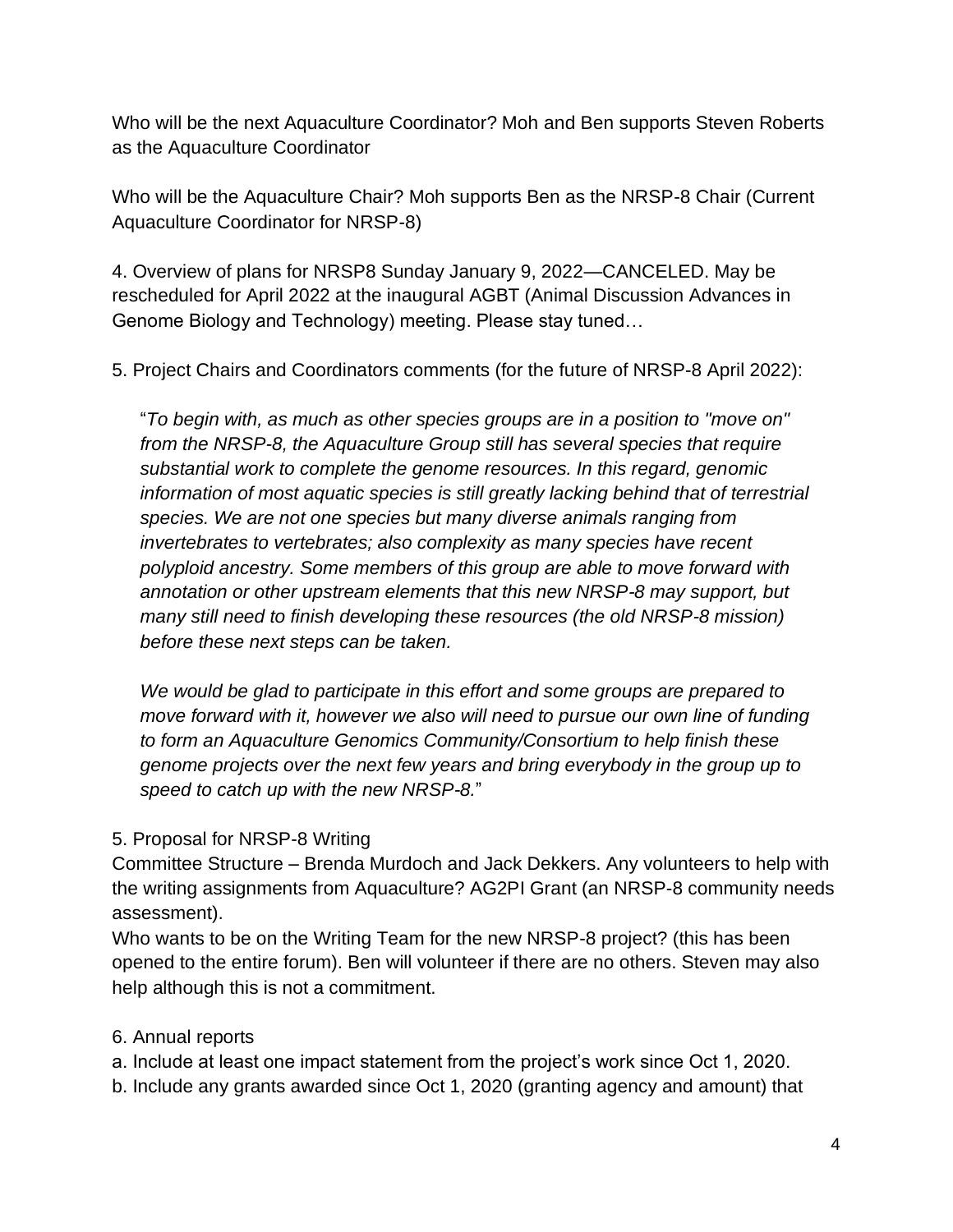Who will be the next Aquaculture Coordinator? Moh and Ben supports Steven Roberts as the Aquaculture Coordinator

Who will be the Aquaculture Chair? Moh supports Ben as the NRSP-8 Chair (Current Aquaculture Coordinator for NRSP-8)

4. Overview of plans for NRSP8 Sunday January 9, 2022—CANCELED. May be rescheduled for April 2022 at the inaugural AGBT (Animal Discussion Advances in Genome Biology and Technology) meeting. Please stay tuned…

5. Project Chairs and Coordinators comments (for the future of NRSP-8 April 2022):

> "*To begin with, as much as other species groups are in a position to "move on" from the NRSP-8, the Aquaculture Group still has several species that require substantial work to complete the genome resources. In this regard, genomic information of most aquatic species is still greatly lacking behind that of terrestrial species. We are not one species but many diverse animals ranging from invertebrates to vertebrates; also complexity as many species have recent polyploid ancestry. Some members of this group are able to move forward with annotation or other upstream elements that this new NRSP-8 may support, but many still need to finish developing these resources (the old NRSP-8 mission) before these next steps can be taken.*
>
> *We would be glad to participate in this effort and some groups are prepared to move forward with it, however we also will need to pursue our own line of funding to form an Aquaculture Genomics Community/Consortium to help finish these genome projects over the next few years and bring everybody in the group up to speed to catch up with the new NRSP-8.*"

5. Proposal for NRSP-8 Writing

Committee Structure – Brenda Murdoch and Jack Dekkers. Any volunteers to help with the writing assignments from Aquaculture? AG2PI Grant (an NRSP-8 community needs assessment).

Who wants to be on the Writing Team for the new NRSP-8 project? (this has been opened to the entire forum). Ben will volunteer if there are no others. Steven may also help although this is not a commitment.

6. Annual reports

a. Include at least one impact statement from the project's work since Oct 1, 2020.

b. Include any grants awarded since Oct 1, 2020 (granting agency and amount) that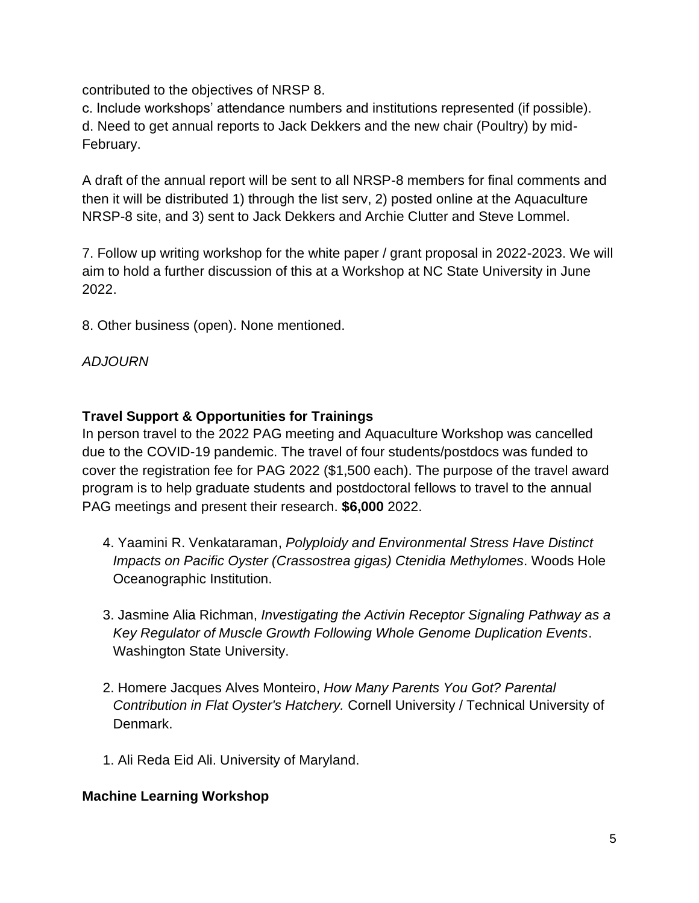contributed to the objectives of NRSP 8.

c. Include workshops' attendance numbers and institutions represented (if possible).

d. Need to get annual reports to Jack Dekkers and the new chair (Poultry) by mid-February.

A draft of the annual report will be sent to all NRSP-8 members for final comments and then it will be distributed 1) through the list serv, 2) posted online at the Aquaculture NRSP-8 site, and 3) sent to Jack Dekkers and Archie Clutter and Steve Lommel.

7. Follow up writing workshop for the white paper / grant proposal in 2022-2023. We will aim to hold a further discussion of this at a Workshop at NC State University in June 2022.

8. Other business (open). None mentioned.

*ADJOURN*

**Travel Support & Opportunities for Trainings**

In person travel to the 2022 PAG meeting and Aquaculture Workshop was cancelled due to the COVID-19 pandemic. The travel of four students/postdocs was funded to cover the registration fee for PAG 2022 ($1,500 each). The purpose of the travel award program is to help graduate students and postdoctoral fellows to travel to the annual PAG meetings and present their research. **$6,000** 2022.

4. Yaamini R. Venkataraman, *Polyploidy and Environmental Stress Have Distinct Impacts on Pacific Oyster (Crassostrea gigas) Ctenidia Methylomes*. Woods Hole Oceanographic Institution.

3. Jasmine Alia Richman, *Investigating the Activin Receptor Signaling Pathway as a Key Regulator of Muscle Growth Following Whole Genome Duplication Events*. Washington State University.

2. Homere Jacques Alves Monteiro, *How Many Parents You Got? Parental Contribution in Flat Oyster's Hatchery.* Cornell University / Technical University of Denmark.

1. Ali Reda Eid Ali. University of Maryland.

**Machine Learning Workshop**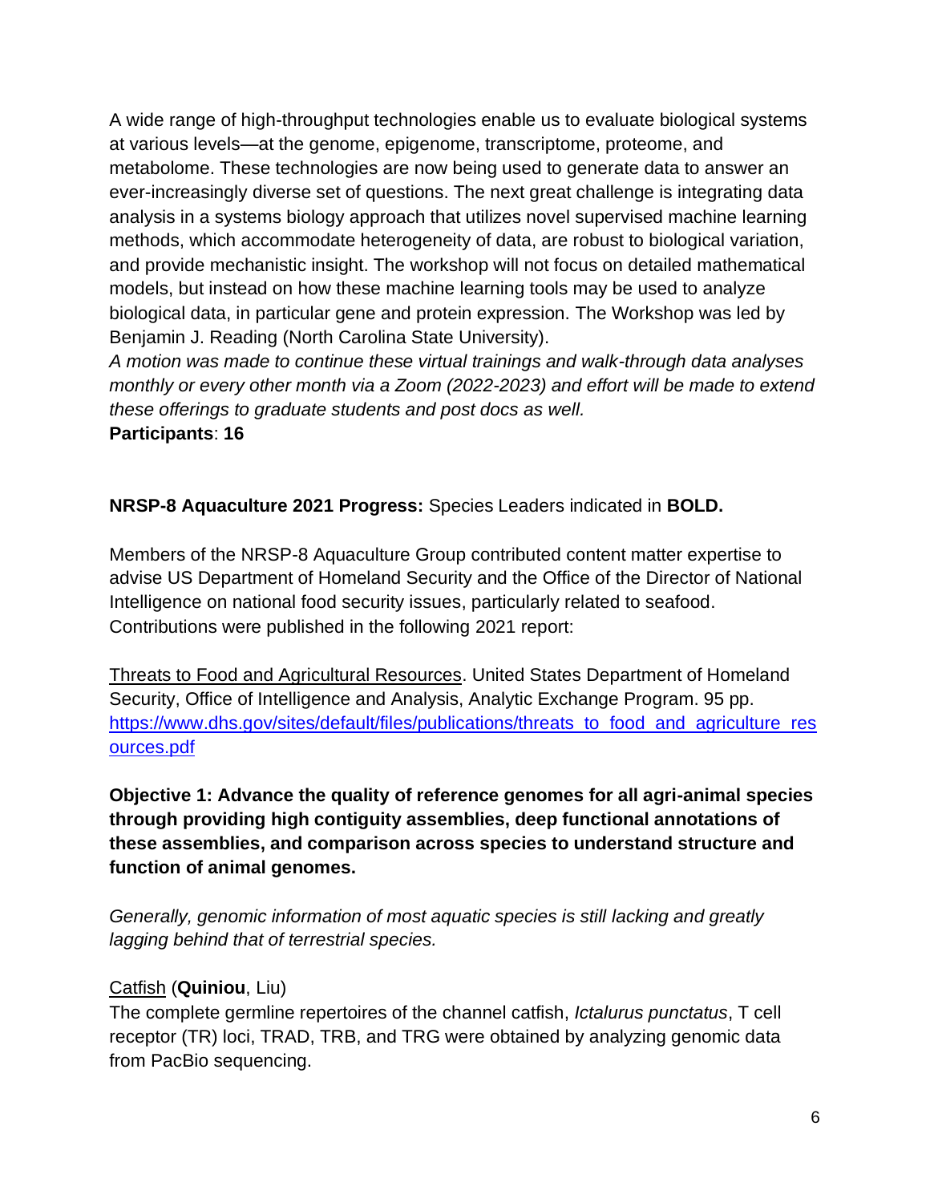A wide range of high-throughput technologies enable us to evaluate biological systems at various levels—at the genome, epigenome, transcriptome, proteome, and metabolome. These technologies are now being used to generate data to answer an ever-increasingly diverse set of questions. The next great challenge is integrating data analysis in a systems biology approach that utilizes novel supervised machine learning methods, which accommodate heterogeneity of data, are robust to biological variation, and provide mechanistic insight. The workshop will not focus on detailed mathematical models, but instead on how these machine learning tools may be used to analyze biological data, in particular gene and protein expression. The Workshop was led by Benjamin J. Reading (North Carolina State University).

*A motion was made to continue these virtual trainings and walk-through data analyses monthly or every other month via a Zoom (2022-2023) and effort will be made to extend these offerings to graduate students and post docs as well.*

**Participants**: **16**

**NRSP-8 Aquaculture 2021 Progress:** Species Leaders indicated in **BOLD.**

Members of the NRSP-8 Aquaculture Group contributed content matter expertise to advise US Department of Homeland Security and the Office of the Director of National Intelligence on national food security issues, particularly related to seafood. Contributions were published in the following 2021 report:

Threats to Food and Agricultural Resources. United States Department of Homeland Security, Office of Intelligence and Analysis, Analytic Exchange Program. 95 pp. https://www.dhs.gov/sites/default/files/publications/threats_to_food_and_agriculture_resources.pdf

**Objective 1: Advance the quality of reference genomes for all agri-animal species through providing high contiguity assemblies, deep functional annotations of these assemblies, and comparison across species to understand structure and function of animal genomes.**

*Generally, genomic information of most aquatic species is still lacking and greatly lagging behind that of terrestrial species.*

Catfish (**Quiniou**, Liu)

The complete germline repertoires of the channel catfish, *Ictalurus punctatus*, T cell receptor (TR) loci, TRAD, TRB, and TRG were obtained by analyzing genomic data from PacBio sequencing.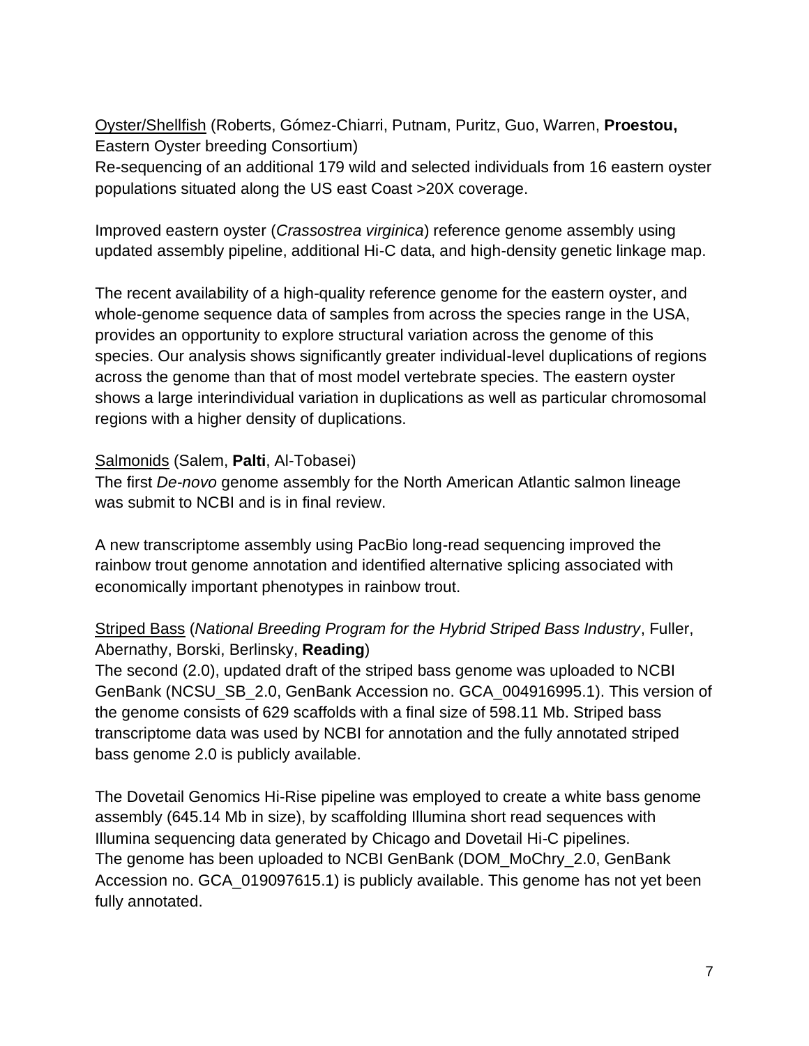<u>Oyster/Shellfish</u> (Roberts, Gómez-Chiarri, Putnam, Puritz, Guo, Warren, **Proestou,** Eastern Oyster breeding Consortium)
Re-sequencing of an additional 179 wild and selected individuals from 16 eastern oyster populations situated along the US east Coast >20X coverage.

Improved eastern oyster (*Crassostrea virginica*) reference genome assembly using updated assembly pipeline, additional Hi-C data, and high-density genetic linkage map.

The recent availability of a high-quality reference genome for the eastern oyster, and whole-genome sequence data of samples from across the species range in the USA, provides an opportunity to explore structural variation across the genome of this species. Our analysis shows significantly greater individual-level duplications of regions across the genome than that of most model vertebrate species. The eastern oyster shows a large interindividual variation in duplications as well as particular chromosomal regions with a higher density of duplications.

<u>Salmonids</u> (Salem, **Palti**, Al-Tobasei)
The first *De-novo* genome assembly for the North American Atlantic salmon lineage was submit to NCBI and is in final review.

A new transcriptome assembly using PacBio long-read sequencing improved the rainbow trout genome annotation and identified alternative splicing associated with economically important phenotypes in rainbow trout.

<u>Striped Bass</u> (*National Breeding Program for the Hybrid Striped Bass Industry*, Fuller, Abernathy, Borski, Berlinsky, **Reading**)
The second (2.0), updated draft of the striped bass genome was uploaded to NCBI GenBank (NCSU_SB_2.0, GenBank Accession no. GCA_004916995.1). This version of the genome consists of 629 scaffolds with a final size of 598.11 Mb. Striped bass transcriptome data was used by NCBI for annotation and the fully annotated striped bass genome 2.0 is publicly available.

The Dovetail Genomics Hi-Rise pipeline was employed to create a white bass genome assembly (645.14 Mb in size), by scaffolding Illumina short read sequences with Illumina sequencing data generated by Chicago and Dovetail Hi-C pipelines.
The genome has been uploaded to NCBI GenBank (DOM_MoChry_2.0, GenBank Accession no. GCA_019097615.1) is publicly available. This genome has not yet been fully annotated.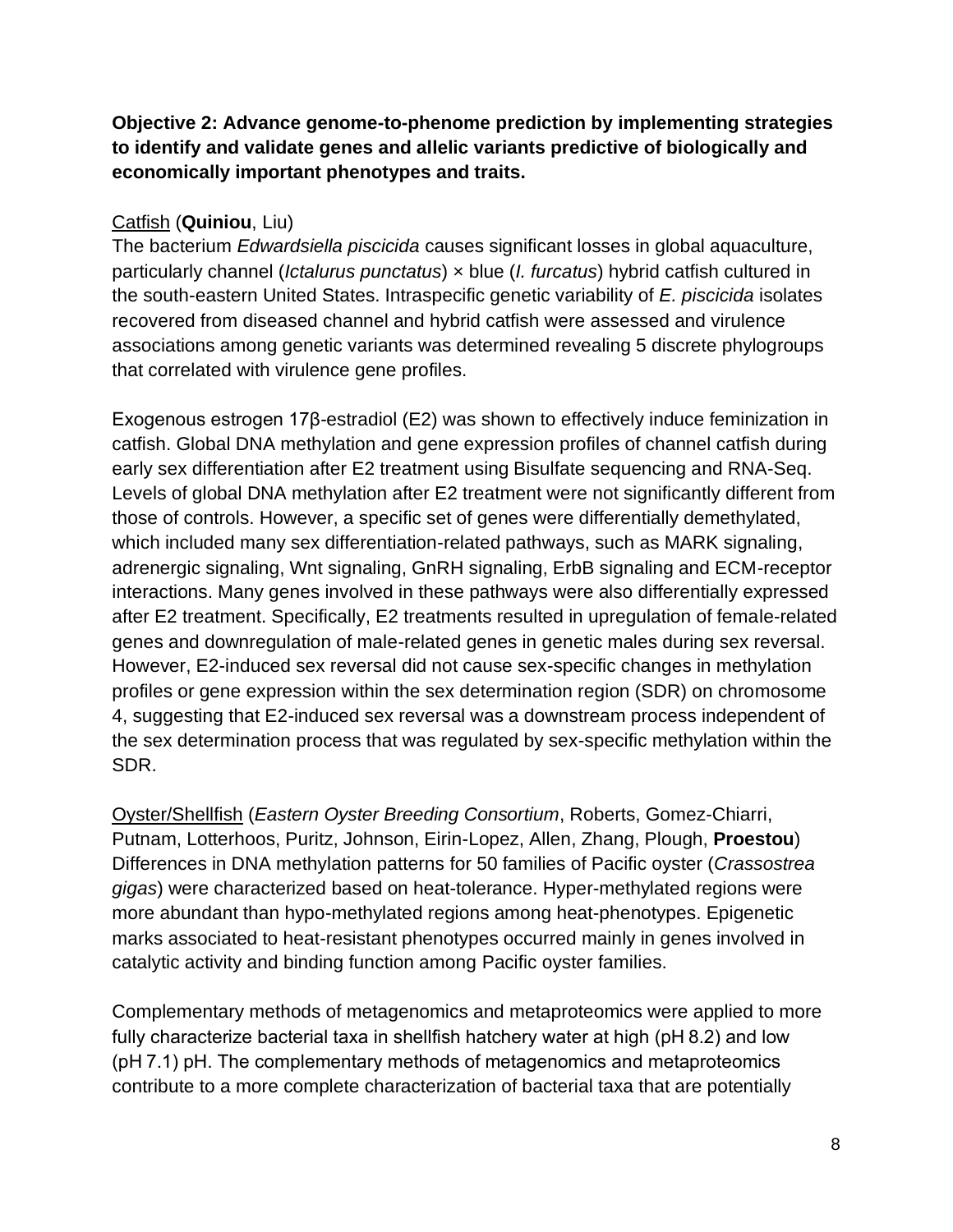**Objective 2: Advance genome-to-phenome prediction by implementing strategies to identify and validate genes and allelic variants predictive of biologically and economically important phenotypes and traits.**

Catfish (**Quiniou**, Liu)

The bacterium *Edwardsiella piscicida* causes significant losses in global aquaculture, particularly channel (*Ictalurus punctatus*) × blue (*I. furcatus*) hybrid catfish cultured in the south-eastern United States. Intraspecific genetic variability of *E. piscicida* isolates recovered from diseased channel and hybrid catfish were assessed and virulence associations among genetic variants was determined revealing 5 discrete phylogroups that correlated with virulence gene profiles.

Exogenous estrogen 17β-estradiol (E2) was shown to effectively induce feminization in catfish. Global DNA methylation and gene expression profiles of channel catfish during early sex differentiation after E2 treatment using Bisulfate sequencing and RNA-Seq. Levels of global DNA methylation after E2 treatment were not significantly different from those of controls. However, a specific set of genes were differentially demethylated, which included many sex differentiation-related pathways, such as MARK signaling, adrenergic signaling, Wnt signaling, GnRH signaling, ErbB signaling and ECM-receptor interactions. Many genes involved in these pathways were also differentially expressed after E2 treatment. Specifically, E2 treatments resulted in upregulation of female-related genes and downregulation of male-related genes in genetic males during sex reversal. However, E2-induced sex reversal did not cause sex-specific changes in methylation profiles or gene expression within the sex determination region (SDR) on chromosome 4, suggesting that E2-induced sex reversal was a downstream process independent of the sex determination process that was regulated by sex-specific methylation within the SDR.

Oyster/Shellfish (*Eastern Oyster Breeding Consortium*, Roberts, Gomez-Chiarri, Putnam, Lotterhoos, Puritz, Johnson, Eirin-Lopez, Allen, Zhang, Plough, **Proestou**)

Differences in DNA methylation patterns for 50 families of Pacific oyster (*Crassostrea gigas*) were characterized based on heat-tolerance. Hyper-methylated regions were more abundant than hypo-methylated regions among heat-phenotypes. Epigenetic marks associated to heat-resistant phenotypes occurred mainly in genes involved in catalytic activity and binding function among Pacific oyster families.

Complementary methods of metagenomics and metaproteomics were applied to more fully characterize bacterial taxa in shellfish hatchery water at high (pH 8.2) and low (pH 7.1) pH. The complementary methods of metagenomics and metaproteomics contribute to a more complete characterization of bacterial taxa that are potentially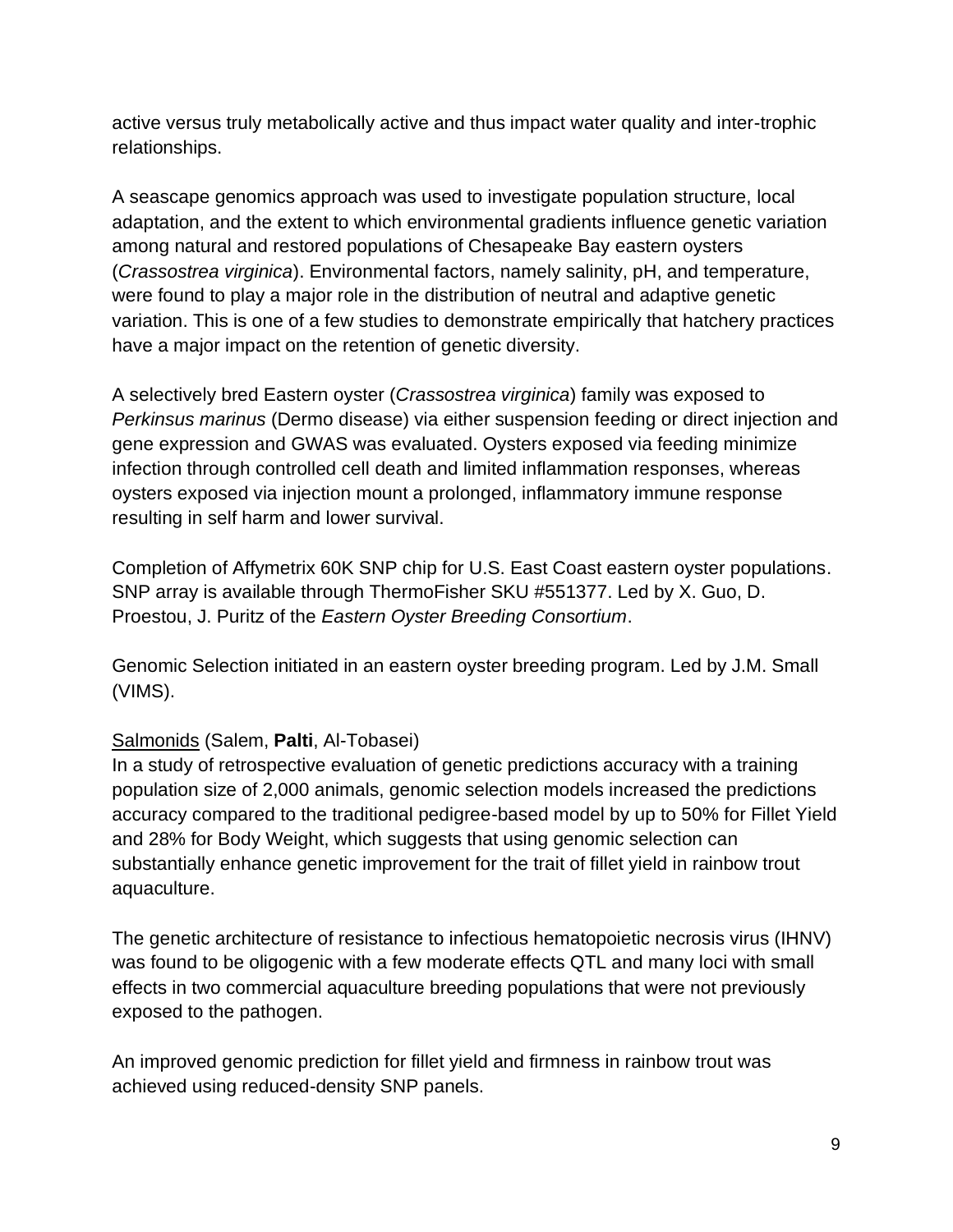active versus truly metabolically active and thus impact water quality and inter-trophic relationships.

A seascape genomics approach was used to investigate population structure, local adaptation, and the extent to which environmental gradients influence genetic variation among natural and restored populations of Chesapeake Bay eastern oysters (*Crassostrea virginica*). Environmental factors, namely salinity, pH, and temperature, were found to play a major role in the distribution of neutral and adaptive genetic variation. This is one of a few studies to demonstrate empirically that hatchery practices have a major impact on the retention of genetic diversity.

A selectively bred Eastern oyster (*Crassostrea virginica*) family was exposed to *Perkinsus marinus* (Dermo disease) via either suspension feeding or direct injection and gene expression and GWAS was evaluated. Oysters exposed via feeding minimize infection through controlled cell death and limited inflammation responses, whereas oysters exposed via injection mount a prolonged, inflammatory immune response resulting in self harm and lower survival.

Completion of Affymetrix 60K SNP chip for U.S. East Coast eastern oyster populations. SNP array is available through ThermoFisher SKU #551377. Led by X. Guo, D. Proestou, J. Puritz of the *Eastern Oyster Breeding Consortium*.

Genomic Selection initiated in an eastern oyster breeding program. Led by J.M. Small (VIMS).

<u>Salmonids</u> (Salem, **Palti**, Al-Tobasei)
In a study of retrospective evaluation of genetic predictions accuracy with a training population size of 2,000 animals, genomic selection models increased the predictions accuracy compared to the traditional pedigree-based model by up to 50% for Fillet Yield and 28% for Body Weight, which suggests that using genomic selection can substantially enhance genetic improvement for the trait of fillet yield in rainbow trout aquaculture.

The genetic architecture of resistance to infectious hematopoietic necrosis virus (IHNV) was found to be oligogenic with a few moderate effects QTL and many loci with small effects in two commercial aquaculture breeding populations that were not previously exposed to the pathogen.

An improved genomic prediction for fillet yield and firmness in rainbow trout was achieved using reduced-density SNP panels.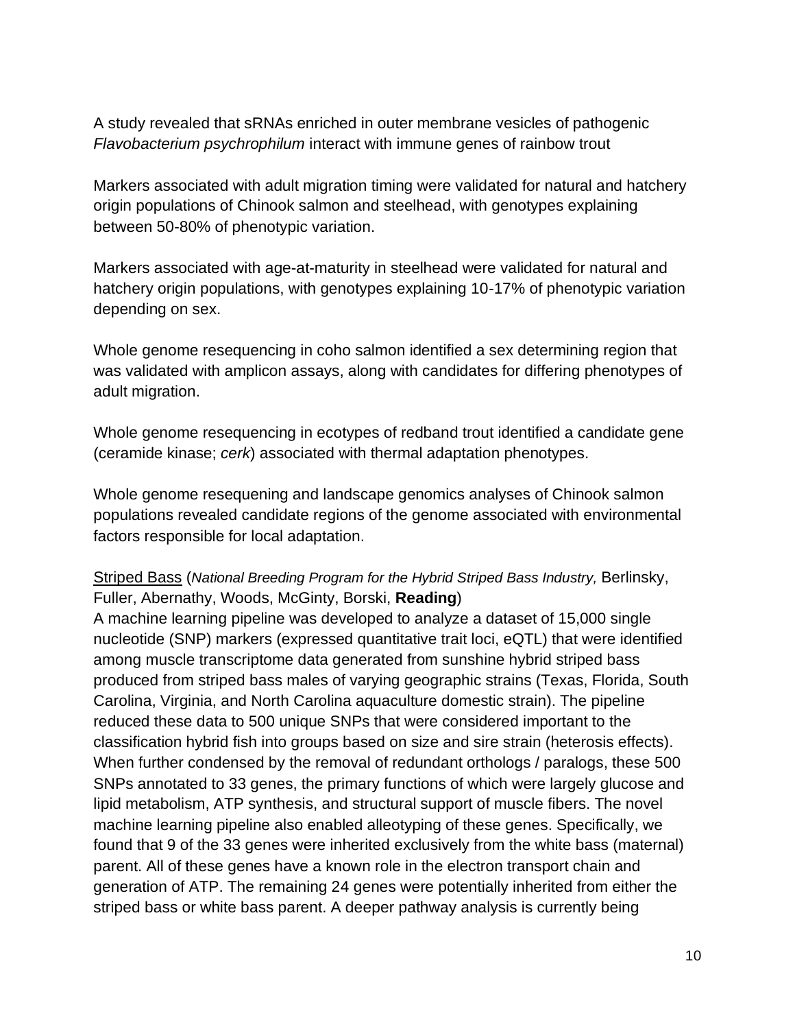A study revealed that sRNAs enriched in outer membrane vesicles of pathogenic *Flavobacterium psychrophilum* interact with immune genes of rainbow trout

Markers associated with adult migration timing were validated for natural and hatchery origin populations of Chinook salmon and steelhead, with genotypes explaining between 50-80% of phenotypic variation.

Markers associated with age-at-maturity in steelhead were validated for natural and hatchery origin populations, with genotypes explaining 10-17% of phenotypic variation depending on sex.

Whole genome resequencing in coho salmon identified a sex determining region that was validated with amplicon assays, along with candidates for differing phenotypes of adult migration.

Whole genome resequencing in ecotypes of redband trout identified a candidate gene (ceramide kinase; *cerk*) associated with thermal adaptation phenotypes.

Whole genome resequening and landscape genomics analyses of Chinook salmon populations revealed candidate regions of the genome associated with environmental factors responsible for local adaptation.

<u>Striped Bass</u> (*National Breeding Program for the Hybrid Striped Bass Industry,* Berlinsky, Fuller, Abernathy, Woods, McGinty, Borski, **Reading**)
A machine learning pipeline was developed to analyze a dataset of 15,000 single nucleotide (SNP) markers (expressed quantitative trait loci, eQTL) that were identified among muscle transcriptome data generated from sunshine hybrid striped bass produced from striped bass males of varying geographic strains (Texas, Florida, South Carolina, Virginia, and North Carolina aquaculture domestic strain). The pipeline reduced these data to 500 unique SNPs that were considered important to the classification hybrid fish into groups based on size and sire strain (heterosis effects). When further condensed by the removal of redundant orthologs / paralogs, these 500 SNPs annotated to 33 genes, the primary functions of which were largely glucose and lipid metabolism, ATP synthesis, and structural support of muscle fibers. The novel machine learning pipeline also enabled alleotyping of these genes. Specifically, we found that 9 of the 33 genes were inherited exclusively from the white bass (maternal) parent. All of these genes have a known role in the electron transport chain and generation of ATP. The remaining 24 genes were potentially inherited from either the striped bass or white bass parent. A deeper pathway analysis is currently being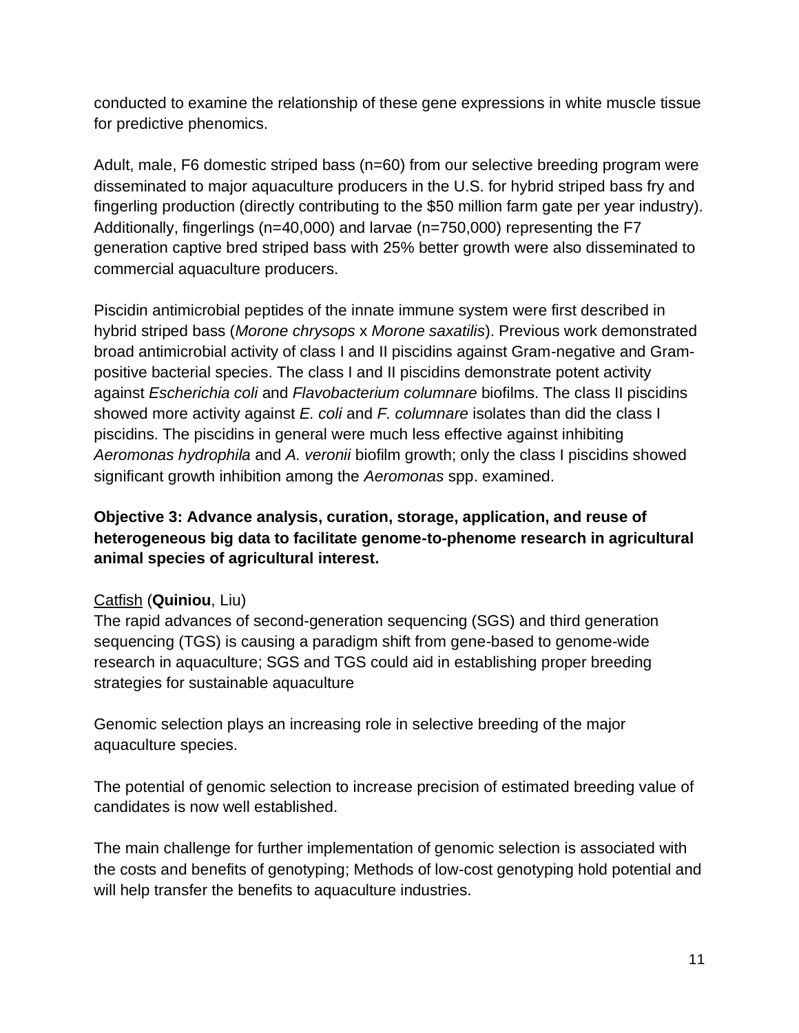conducted to examine the relationship of these gene expressions in white muscle tissue for predictive phenomics.

Adult, male, F6 domestic striped bass (n=60) from our selective breeding program were disseminated to major aquaculture producers in the U.S. for hybrid striped bass fry and fingerling production (directly contributing to the $50 million farm gate per year industry). Additionally, fingerlings (n=40,000) and larvae (n=750,000) representing the F7 generation captive bred striped bass with 25% better growth were also disseminated to commercial aquaculture producers.

Piscidin antimicrobial peptides of the innate immune system were first described in hybrid striped bass (*Morone chrysops* x *Morone saxatilis*). Previous work demonstrated broad antimicrobial activity of class I and II piscidins against Gram-negative and Gram-positive bacterial species. The class I and II piscidins demonstrate potent activity against *Escherichia coli* and *Flavobacterium columnare* biofilms. The class II piscidins showed more activity against *E. coli* and *F. columnare* isolates than did the class I piscidins. The piscidins in general were much less effective against inhibiting *Aeromonas hydrophila* and *A. veronii* biofilm growth; only the class I piscidins showed significant growth inhibition among the *Aeromonas* spp. examined.

**Objective 3: Advance analysis, curation, storage, application, and reuse of heterogeneous big data to facilitate genome-to-phenome research in agricultural animal species of agricultural interest.**

<u>Catfish</u> (**Quiniou**, Liu)
The rapid advances of second-generation sequencing (SGS) and third generation sequencing (TGS) is causing a paradigm shift from gene-based to genome-wide research in aquaculture; SGS and TGS could aid in establishing proper breeding strategies for sustainable aquaculture

Genomic selection plays an increasing role in selective breeding of the major aquaculture species.

The potential of genomic selection to increase precision of estimated breeding value of candidates is now well established.

The main challenge for further implementation of genomic selection is associated with the costs and benefits of genotyping; Methods of low-cost genotyping hold potential and will help transfer the benefits to aquaculture industries.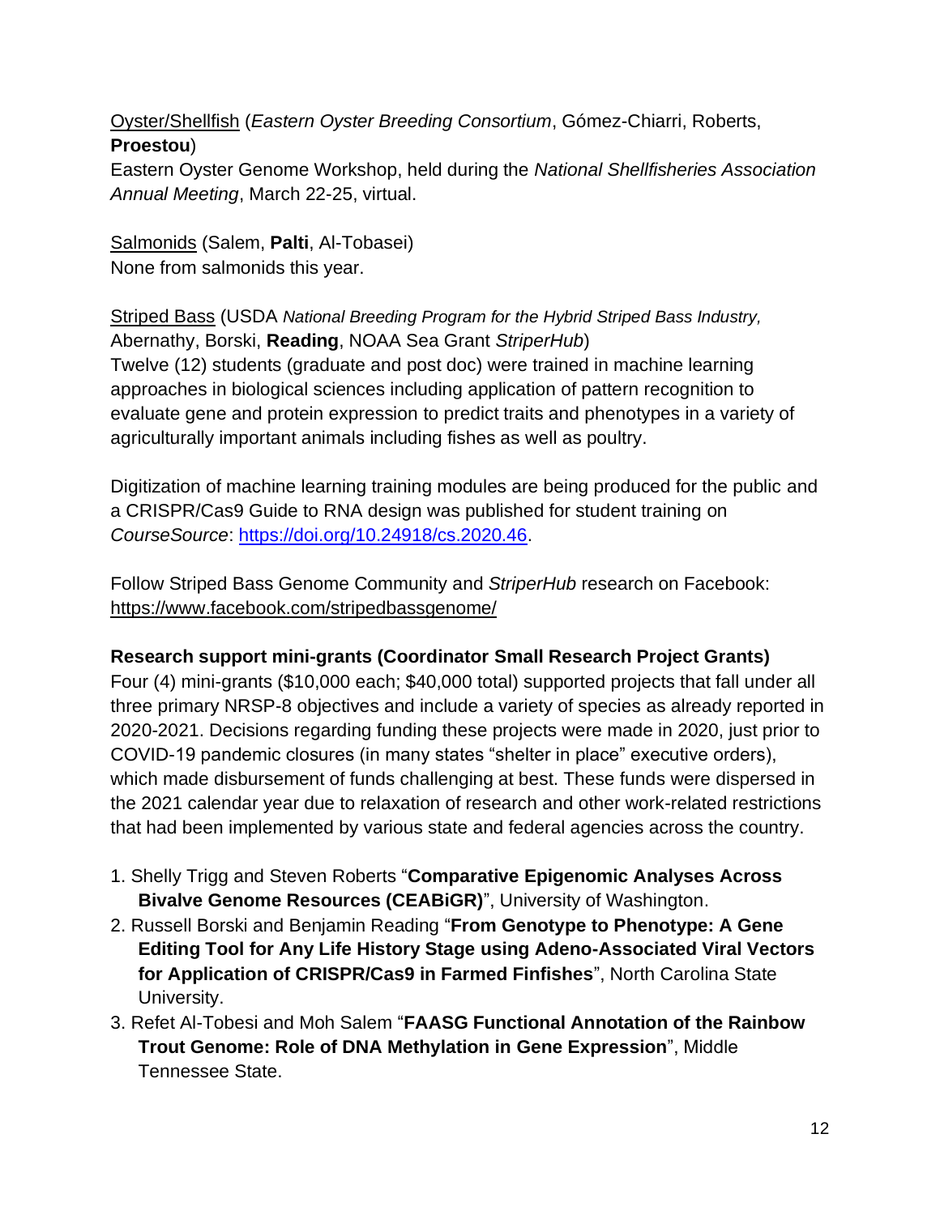Oyster/Shellfish (*Eastern Oyster Breeding Consortium*, Gómez-Chiarri, Roberts, **Proestou**)
Eastern Oyster Genome Workshop, held during the *National Shellfisheries Association Annual Meeting*, March 22-25, virtual.

Salmonids (Salem, **Palti**, Al-Tobasei)
None from salmonids this year.

Striped Bass (USDA *National Breeding Program for the Hybrid Striped Bass Industry,* Abernathy, Borski, **Reading**, NOAA Sea Grant *StriperHub*)
Twelve (12) students (graduate and post doc) were trained in machine learning approaches in biological sciences including application of pattern recognition to evaluate gene and protein expression to predict traits and phenotypes in a variety of agriculturally important animals including fishes as well as poultry.

Digitization of machine learning training modules are being produced for the public and a CRISPR/Cas9 Guide to RNA design was published for student training on *CourseSource*: https://doi.org/10.24918/cs.2020.46.

Follow Striped Bass Genome Community and *StriperHub* research on Facebook: https://www.facebook.com/stripedbassgenome/

**Research support mini-grants (Coordinator Small Research Project Grants)**
Four (4) mini-grants ($10,000 each; $40,000 total) supported projects that fall under all three primary NRSP-8 objectives and include a variety of species as already reported in 2020-2021. Decisions regarding funding these projects were made in 2020, just prior to COVID-19 pandemic closures (in many states "shelter in place" executive orders), which made disbursement of funds challenging at best. These funds were dispersed in the 2021 calendar year due to relaxation of research and other work-related restrictions that had been implemented by various state and federal agencies across the country.

1. Shelly Trigg and Steven Roberts "**Comparative Epigenomic Analyses Across Bivalve Genome Resources (CEABiGR)**", University of Washington.
2. Russell Borski and Benjamin Reading "**From Genotype to Phenotype: A Gene Editing Tool for Any Life History Stage using Adeno-Associated Viral Vectors for Application of CRISPR/Cas9 in Farmed Finfishes**", North Carolina State University.
3. Refet Al-Tobesi and Moh Salem "**FAASG Functional Annotation of the Rainbow Trout Genome: Role of DNA Methylation in Gene Expression**", Middle Tennessee State.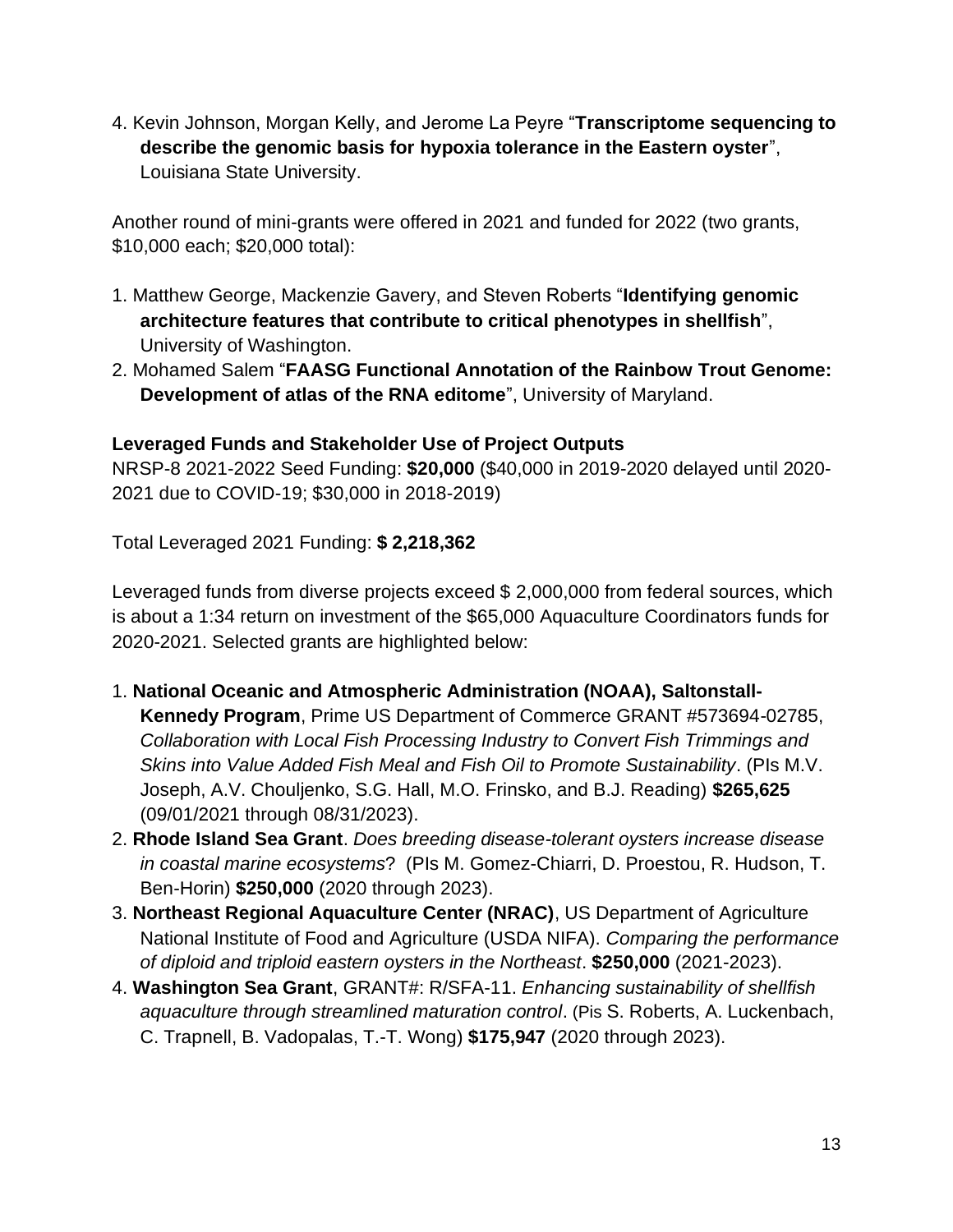4. Kevin Johnson, Morgan Kelly, and Jerome La Peyre "**Transcriptome sequencing to describe the genomic basis for hypoxia tolerance in the Eastern oyster**", Louisiana State University.

Another round of mini-grants were offered in 2021 and funded for 2022 (two grants, $10,000 each; $20,000 total):

1. Matthew George, Mackenzie Gavery, and Steven Roberts "**Identifying genomic architecture features that contribute to critical phenotypes in shellfish**", University of Washington.
2. Mohamed Salem "**FAASG Functional Annotation of the Rainbow Trout Genome: Development of atlas of the RNA editome**", University of Maryland.

**Leveraged Funds and Stakeholder Use of Project Outputs**

NRSP-8 2021-2022 Seed Funding: **$20,000** ($40,000 in 2019-2020 delayed until 2020-2021 due to COVID-19; $30,000 in 2018-2019)

Total Leveraged 2021 Funding: **$ 2,218,362**

Leveraged funds from diverse projects exceed $ 2,000,000 from federal sources, which is about a 1:34 return on investment of the $65,000 Aquaculture Coordinators funds for 2020-2021. Selected grants are highlighted below:

1. **National Oceanic and Atmospheric Administration (NOAA), Saltonstall-Kennedy Program**, Prime US Department of Commerce GRANT #573694-02785, *Collaboration with Local Fish Processing Industry to Convert Fish Trimmings and Skins into Value Added Fish Meal and Fish Oil to Promote Sustainability*. (PIs M.V. Joseph, A.V. Chouljenko, S.G. Hall, M.O. Frinsko, and B.J. Reading) **$265,625** (09/01/2021 through 08/31/2023).
2. **Rhode Island Sea Grant**. *Does breeding disease-tolerant oysters increase disease in coastal marine ecosystems*? (PIs M. Gomez-Chiarri, D. Proestou, R. Hudson, T. Ben-Horin) **$250,000** (2020 through 2023).
3. **Northeast Regional Aquaculture Center (NRAC)**, US Department of Agriculture National Institute of Food and Agriculture (USDA NIFA). *Comparing the performance of diploid and triploid eastern oysters in the Northeast*. **$250,000** (2021-2023).
4. **Washington Sea Grant**, GRANT#: R/SFA-11. *Enhancing sustainability of shellfish aquaculture through streamlined maturation control*. (Pis S. Roberts, A. Luckenbach, C. Trapnell, B. Vadopalas, T.-T. Wong) **$175,947** (2020 through 2023).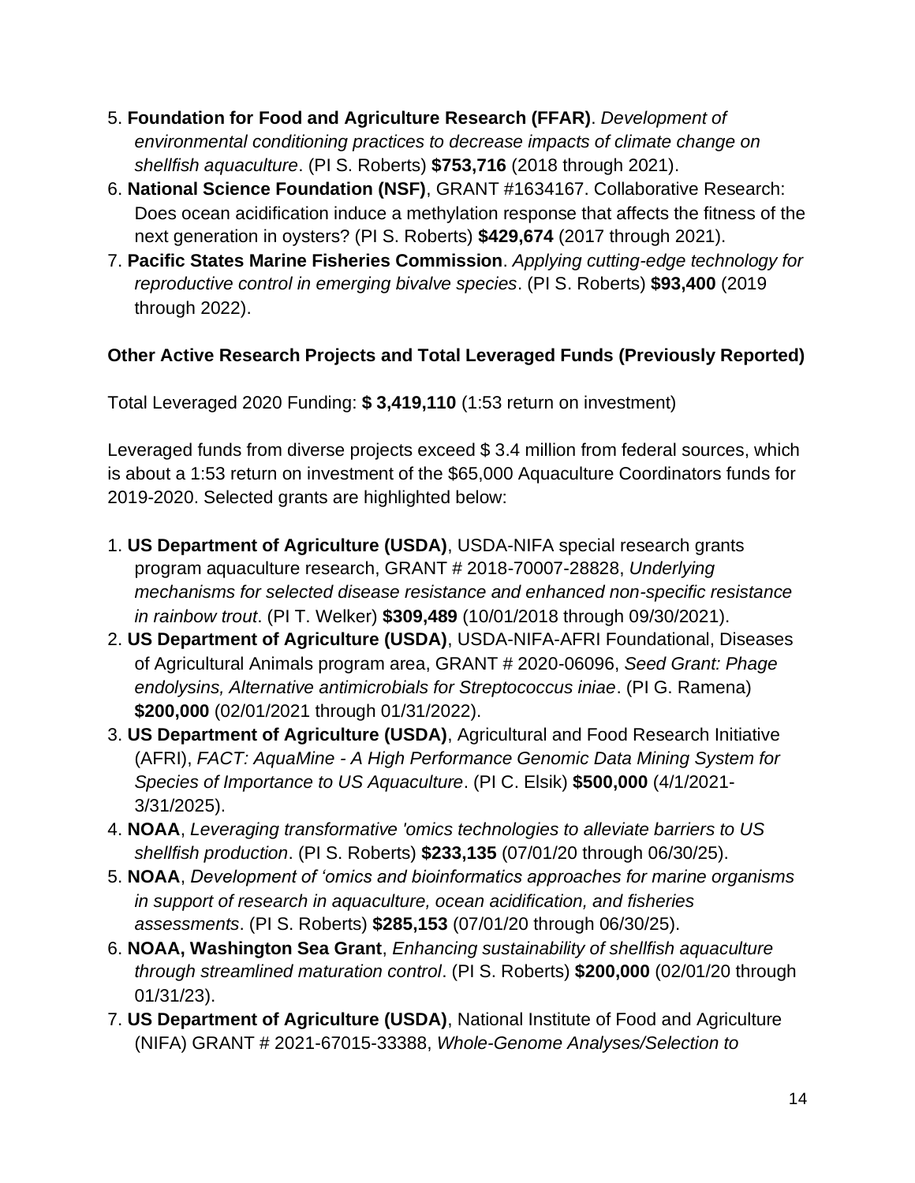5. **Foundation for Food and Agriculture Research (FFAR)**. *Development of environmental conditioning practices to decrease impacts of climate change on shellfish aquaculture*. (PI S. Roberts) **$753,716** (2018 through 2021).
6. **National Science Foundation (NSF)**, GRANT #1634167. Collaborative Research: Does ocean acidification induce a methylation response that affects the fitness of the next generation in oysters? (PI S. Roberts) **$429,674** (2017 through 2021).
7. **Pacific States Marine Fisheries Commission**. *Applying cutting-edge technology for reproductive control in emerging bivalve species*. (PI S. Roberts) **$93,400** (2019 through 2022).

**Other Active Research Projects and Total Leveraged Funds (Previously Reported)**

Total Leveraged 2020 Funding: **$ 3,419,110** (1:53 return on investment)

Leveraged funds from diverse projects exceed $ 3.4 million from federal sources, which is about a 1:53 return on investment of the $65,000 Aquaculture Coordinators funds for 2019-2020. Selected grants are highlighted below:

1. **US Department of Agriculture (USDA)**, USDA-NIFA special research grants program aquaculture research, GRANT # 2018-70007-28828, *Underlying mechanisms for selected disease resistance and enhanced non-specific resistance in rainbow trout*. (PI T. Welker) **$309,489** (10/01/2018 through 09/30/2021).
2. **US Department of Agriculture (USDA)**, USDA-NIFA-AFRI Foundational, Diseases of Agricultural Animals program area, GRANT # 2020-06096, *Seed Grant: Phage endolysins, Alternative antimicrobials for Streptococcus iniae*. (PI G. Ramena) **$200,000** (02/01/2021 through 01/31/2022).
3. **US Department of Agriculture (USDA)**, Agricultural and Food Research Initiative (AFRI), *FACT: AquaMine - A High Performance Genomic Data Mining System for Species of Importance to US Aquaculture*. (PI C. Elsik) **$500,000** (4/1/2021-3/31/2025).
4. **NOAA**, *Leveraging transformative 'omics technologies to alleviate barriers to US shellfish production*. (PI S. Roberts) **$233,135** (07/01/20 through 06/30/25).
5. **NOAA**, *Development of 'omics and bioinformatics approaches for marine organisms in support of research in aquaculture, ocean acidification, and fisheries assessments*. (PI S. Roberts) **$285,153** (07/01/20 through 06/30/25).
6. **NOAA, Washington Sea Grant**, *Enhancing sustainability of shellfish aquaculture through streamlined maturation control*. (PI S. Roberts) **$200,000** (02/01/20 through 01/31/23).
7. **US Department of Agriculture (USDA)**, National Institute of Food and Agriculture (NIFA) GRANT # 2021-67015-33388, *Whole-Genome Analyses/Selection to*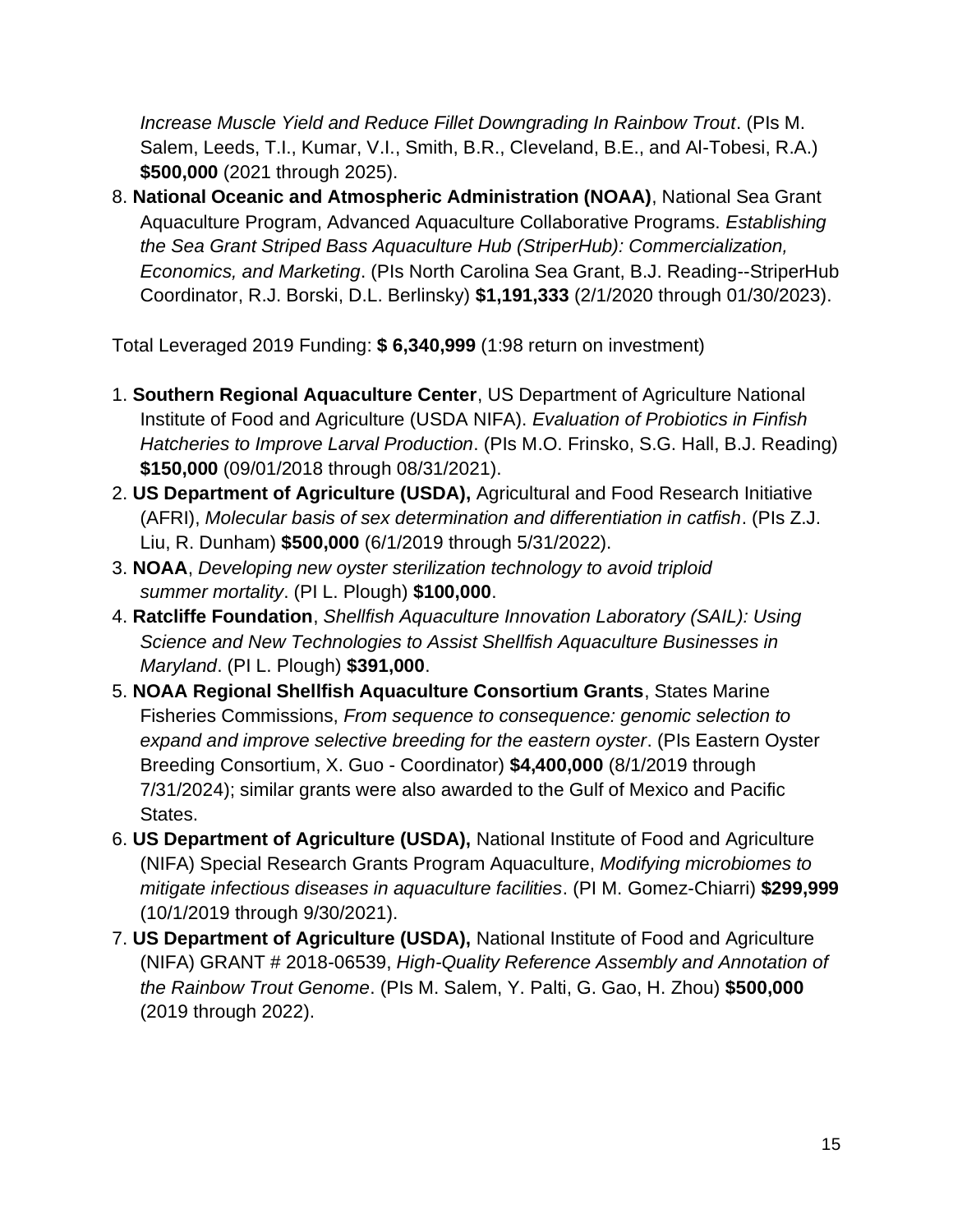*Increase Muscle Yield and Reduce Fillet Downgrading In Rainbow Trout*. (PIs M. Salem, Leeds, T.I., Kumar, V.I., Smith, B.R., Cleveland, B.E., and Al-Tobesi, R.A.) **$500,000** (2021 through 2025).

8. **National Oceanic and Atmospheric Administration (NOAA)**, National Sea Grant Aquaculture Program, Advanced Aquaculture Collaborative Programs. *Establishing the Sea Grant Striped Bass Aquaculture Hub (StriperHub): Commercialization, Economics, and Marketing*. (PIs North Carolina Sea Grant, B.J. Reading--StriperHub Coordinator, R.J. Borski, D.L. Berlinsky) **$1,191,333** (2/1/2020 through 01/30/2023).

Total Leveraged 2019 Funding: **$ 6,340,999** (1:98 return on investment)

1. **Southern Regional Aquaculture Center**, US Department of Agriculture National Institute of Food and Agriculture (USDA NIFA). *Evaluation of Probiotics in Finfish Hatcheries to Improve Larval Production*. (PIs M.O. Frinsko, S.G. Hall, B.J. Reading) **$150,000** (09/01/2018 through 08/31/2021).
2. **US Department of Agriculture (USDA),** Agricultural and Food Research Initiative (AFRI), *Molecular basis of sex determination and differentiation in catfish*. (PIs Z.J. Liu, R. Dunham) **$500,000** (6/1/2019 through 5/31/2022).
3. **NOAA**, *Developing new oyster sterilization technology to avoid triploid summer mortality*. (PI L. Plough) **$100,000**.
4. **Ratcliffe Foundation**, *Shellfish Aquaculture Innovation Laboratory (SAIL): Using Science and New Technologies to Assist Shellfish Aquaculture Businesses in Maryland*. (PI L. Plough) **$391,000**.
5. **NOAA Regional Shellfish Aquaculture Consortium Grants**, States Marine Fisheries Commissions, *From sequence to consequence: genomic selection to expand and improve selective breeding for the eastern oyster*. (PIs Eastern Oyster Breeding Consortium, X. Guo - Coordinator) **$4,400,000** (8/1/2019 through 7/31/2024); similar grants were also awarded to the Gulf of Mexico and Pacific States.
6. **US Department of Agriculture (USDA),** National Institute of Food and Agriculture (NIFA) Special Research Grants Program Aquaculture, *Modifying microbiomes to mitigate infectious diseases in aquaculture facilities*. (PI M. Gomez-Chiarri) **$299,999** (10/1/2019 through 9/30/2021).
7. **US Department of Agriculture (USDA),** National Institute of Food and Agriculture (NIFA) GRANT # 2018-06539, *High-Quality Reference Assembly and Annotation of the Rainbow Trout Genome*. (PIs M. Salem, Y. Palti, G. Gao, H. Zhou) **$500,000** (2019 through 2022).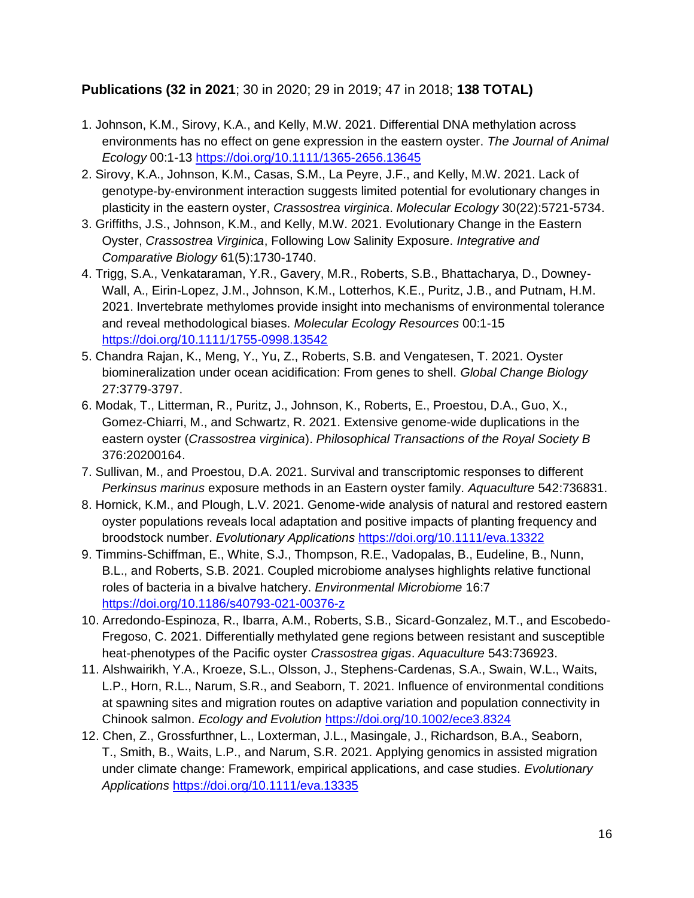**Publications (32 in 2021**; 30 in 2020; 29 in 2019; 47 in 2018; **138 TOTAL)**

1. Johnson, K.M., Sirovy, K.A., and Kelly, M.W. 2021. Differential DNA methylation across environments has no effect on gene expression in the eastern oyster. *The Journal of Animal Ecology* 00:1-13 https://doi.org/10.1111/1365-2656.13645
2. Sirovy, K.A., Johnson, K.M., Casas, S.M., La Peyre, J.F., and Kelly, M.W. 2021. Lack of genotype-by-environment interaction suggests limited potential for evolutionary changes in plasticity in the eastern oyster, *Crassostrea virginica*. *Molecular Ecology* 30(22):5721-5734.
3. Griffiths, J.S., Johnson, K.M., and Kelly, M.W. 2021. Evolutionary Change in the Eastern Oyster, *Crassostrea Virginica*, Following Low Salinity Exposure. *Integrative and Comparative Biology* 61(5):1730-1740.
4. Trigg, S.A., Venkataraman, Y.R., Gavery, M.R., Roberts, S.B., Bhattacharya, D., Downey-Wall, A., Eirin-Lopez, J.M., Johnson, K.M., Lotterhos, K.E., Puritz, J.B., and Putnam, H.M. 2021. Invertebrate methylomes provide insight into mechanisms of environmental tolerance and reveal methodological biases. *Molecular Ecology Resources* 00:1-15 https://doi.org/10.1111/1755-0998.13542
5. Chandra Rajan, K., Meng, Y., Yu, Z., Roberts, S.B. and Vengatesen, T. 2021. Oyster biomineralization under ocean acidification: From genes to shell. *Global Change Biology* 27:3779-3797.
6. Modak, T., Litterman, R., Puritz, J., Johnson, K., Roberts, E., Proestou, D.A., Guo, X., Gomez-Chiarri, M., and Schwartz, R. 2021. Extensive genome-wide duplications in the eastern oyster (*Crassostrea virginica*). *Philosophical Transactions of the Royal Society B* 376:20200164.
7. Sullivan, M., and Proestou, D.A. 2021. Survival and transcriptomic responses to different *Perkinsus marinus* exposure methods in an Eastern oyster family. *Aquaculture* 542:736831.
8. Hornick, K.M., and Plough, L.V. 2021. Genome-wide analysis of natural and restored eastern oyster populations reveals local adaptation and positive impacts of planting frequency and broodstock number. *Evolutionary Applications* https://doi.org/10.1111/eva.13322
9. Timmins-Schiffman, E., White, S.J., Thompson, R.E., Vadopalas, B., Eudeline, B., Nunn, B.L., and Roberts, S.B. 2021. Coupled microbiome analyses highlights relative functional roles of bacteria in a bivalve hatchery. *Environmental Microbiome* 16:7 https://doi.org/10.1186/s40793-021-00376-z
10. Arredondo-Espinoza, R., Ibarra, A.M., Roberts, S.B., Sicard-Gonzalez, M.T., and Escobedo-Fregoso, C. 2021. Differentially methylated gene regions between resistant and susceptible heat-phenotypes of the Pacific oyster *Crassostrea gigas*. *Aquaculture* 543:736923.
11. Alshwairikh, Y.A., Kroeze, S.L., Olsson, J., Stephens-Cardenas, S.A., Swain, W.L., Waits, L.P., Horn, R.L., Narum, S.R., and Seaborn, T. 2021. Influence of environmental conditions at spawning sites and migration routes on adaptive variation and population connectivity in Chinook salmon. *Ecology and Evolution* https://doi.org/10.1002/ece3.8324
12. Chen, Z., Grossfurthner, L., Loxterman, J.L., Masingale, J., Richardson, B.A., Seaborn, T., Smith, B., Waits, L.P., and Narum, S.R. 2021. Applying genomics in assisted migration under climate change: Framework, empirical applications, and case studies. *Evolutionary Applications* https://doi.org/10.1111/eva.13335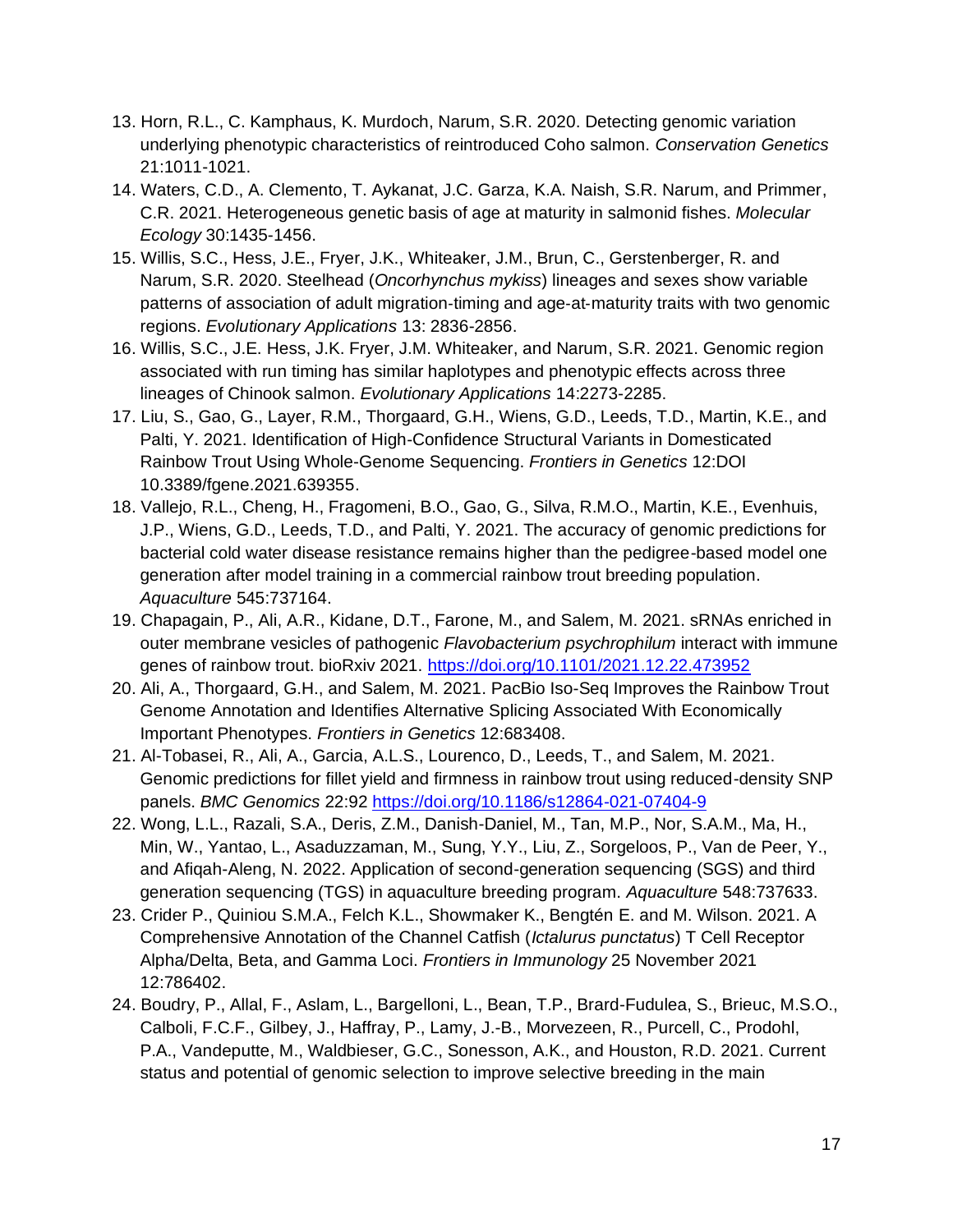13. Horn, R.L., C. Kamphaus, K. Murdoch, Narum, S.R. 2020. Detecting genomic variation underlying phenotypic characteristics of reintroduced Coho salmon. *Conservation Genetics* 21:1011-1021.
14. Waters, C.D., A. Clemento, T. Aykanat, J.C. Garza, K.A. Naish, S.R. Narum, and Primmer, C.R. 2021. Heterogeneous genetic basis of age at maturity in salmonid fishes. *Molecular Ecology* 30:1435-1456.
15. Willis, S.C., Hess, J.E., Fryer, J.K., Whiteaker, J.M., Brun, C., Gerstenberger, R. and Narum, S.R. 2020. Steelhead (*Oncorhynchus mykiss*) lineages and sexes show variable patterns of association of adult migration-timing and age-at-maturity traits with two genomic regions. *Evolutionary Applications* 13: 2836-2856.
16. Willis, S.C., J.E. Hess, J.K. Fryer, J.M. Whiteaker, and Narum, S.R. 2021. Genomic region associated with run timing has similar haplotypes and phenotypic effects across three lineages of Chinook salmon. *Evolutionary Applications* 14:2273-2285.
17. Liu, S., Gao, G., Layer, R.M., Thorgaard, G.H., Wiens, G.D., Leeds, T.D., Martin, K.E., and Palti, Y. 2021. Identification of High-Confidence Structural Variants in Domesticated Rainbow Trout Using Whole-Genome Sequencing. *Frontiers in Genetics* 12:DOI 10.3389/fgene.2021.639355.
18. Vallejo, R.L., Cheng, H., Fragomeni, B.O., Gao, G., Silva, R.M.O., Martin, K.E., Evenhuis, J.P., Wiens, G.D., Leeds, T.D., and Palti, Y. 2021. The accuracy of genomic predictions for bacterial cold water disease resistance remains higher than the pedigree-based model one generation after model training in a commercial rainbow trout breeding population. *Aquaculture* 545:737164.
19. Chapagain, P., Ali, A.R., Kidane, D.T., Farone, M., and Salem, M. 2021. sRNAs enriched in outer membrane vesicles of pathogenic *Flavobacterium psychrophilum* interact with immune genes of rainbow trout. bioRxiv 2021. https://doi.org/10.1101/2021.12.22.473952
20. Ali, A., Thorgaard, G.H., and Salem, M. 2021. PacBio Iso-Seq Improves the Rainbow Trout Genome Annotation and Identifies Alternative Splicing Associated With Economically Important Phenotypes. *Frontiers in Genetics* 12:683408.
21. Al-Tobasei, R., Ali, A., Garcia, A.L.S., Lourenco, D., Leeds, T., and Salem, M. 2021. Genomic predictions for fillet yield and firmness in rainbow trout using reduced-density SNP panels. *BMC Genomics* 22:92 https://doi.org/10.1186/s12864-021-07404-9
22. Wong, L.L., Razali, S.A., Deris, Z.M., Danish-Daniel, M., Tan, M.P., Nor, S.A.M., Ma, H., Min, W., Yantao, L., Asaduzzaman, M., Sung, Y.Y., Liu, Z., Sorgeloos, P., Van de Peer, Y., and Afiqah-Aleng, N. 2022. Application of second-generation sequencing (SGS) and third generation sequencing (TGS) in aquaculture breeding program. *Aquaculture* 548:737633.
23. Crider P., Quiniou S.M.A., Felch K.L., Showmaker K., Bengtén E. and M. Wilson. 2021. A Comprehensive Annotation of the Channel Catfish (*Ictalurus punctatus*) T Cell Receptor Alpha/Delta, Beta, and Gamma Loci. *Frontiers in Immunology* 25 November 2021 12:786402.
24. Boudry, P., Allal, F., Aslam, L., Bargelloni, L., Bean, T.P., Brard-Fudulea, S., Brieuc, M.S.O., Calboli, F.C.F., Gilbey, J., Haffray, P., Lamy, J.-B., Morvezeen, R., Purcell, C., Prodohl, P.A., Vandeputte, M., Waldbieser, G.C., Sonesson, A.K., and Houston, R.D. 2021. Current status and potential of genomic selection to improve selective breeding in the main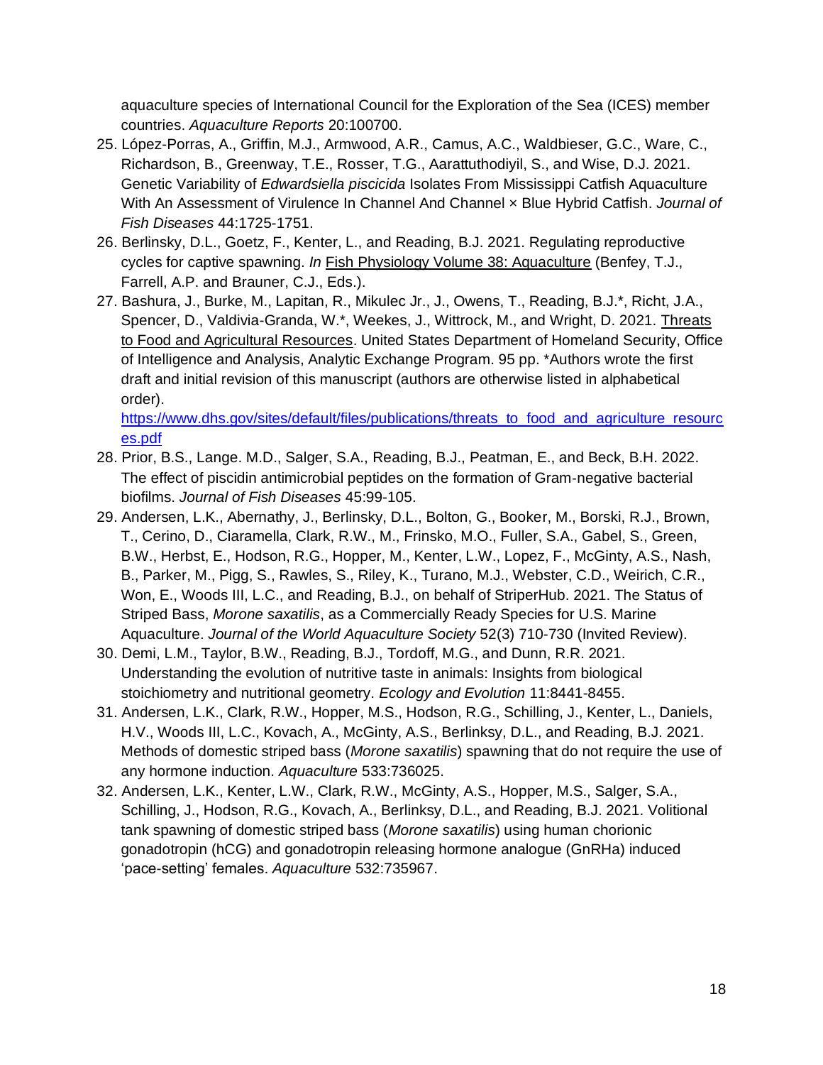aquaculture species of International Council for the Exploration of the Sea (ICES) member countries. *Aquaculture Reports* 20:100700.

25. López-Porras, A., Griffin, M.J., Armwood, A.R., Camus, A.C., Waldbieser, G.C., Ware, C., Richardson, B., Greenway, T.E., Rosser, T.G., Aarattuthodiyil, S., and Wise, D.J. 2021. Genetic Variability of *Edwardsiella piscicida* Isolates From Mississippi Catfish Aquaculture With An Assessment of Virulence In Channel And Channel × Blue Hybrid Catfish. *Journal of Fish Diseases* 44:1725-1751.
26. Berlinsky, D.L., Goetz, F., Kenter, L., and Reading, B.J. 2021. Regulating reproductive cycles for captive spawning. *In* Fish Physiology Volume 38: Aquaculture (Benfey, T.J., Farrell, A.P. and Brauner, C.J., Eds.).
27. Bashura, J., Burke, M., Lapitan, R., Mikulec Jr., J., Owens, T., Reading, B.J.*, Richt, J.A., Spencer, D., Valdivia-Granda, W.*, Weekes, J., Wittrock, M., and Wright, D. 2021. Threats to Food and Agricultural Resources. United States Department of Homeland Security, Office of Intelligence and Analysis, Analytic Exchange Program. 95 pp. *Authors wrote the first draft and initial revision of this manuscript (authors are otherwise listed in alphabetical order). https://www.dhs.gov/sites/default/files/publications/threats_to_food_and_agriculture_resources.pdf
28. Prior, B.S., Lange. M.D., Salger, S.A., Reading, B.J., Peatman, E., and Beck, B.H. 2022. The effect of piscidin antimicrobial peptides on the formation of Gram-negative bacterial biofilms. *Journal of Fish Diseases* 45:99-105.
29. Andersen, L.K., Abernathy, J., Berlinsky, D.L., Bolton, G., Booker, M., Borski, R.J., Brown, T., Cerino, D., Ciaramella, Clark, R.W., M., Frinsko, M.O., Fuller, S.A., Gabel, S., Green, B.W., Herbst, E., Hodson, R.G., Hopper, M., Kenter, L.W., Lopez, F., McGinty, A.S., Nash, B., Parker, M., Pigg, S., Rawles, S., Riley, K., Turano, M.J., Webster, C.D., Weirich, C.R., Won, E., Woods III, L.C., and Reading, B.J., on behalf of StriperHub. 2021. The Status of Striped Bass, *Morone saxatilis*, as a Commercially Ready Species for U.S. Marine Aquaculture. *Journal of the World Aquaculture Society* 52(3) 710-730 (Invited Review).
30. Demi, L.M., Taylor, B.W., Reading, B.J., Tordoff, M.G., and Dunn, R.R. 2021. Understanding the evolution of nutritive taste in animals: Insights from biological stoichiometry and nutritional geometry. *Ecology and Evolution* 11:8441-8455.
31. Andersen, L.K., Clark, R.W., Hopper, M.S., Hodson, R.G., Schilling, J., Kenter, L., Daniels, H.V., Woods III, L.C., Kovach, A., McGinty, A.S., Berlinksy, D.L., and Reading, B.J. 2021. Methods of domestic striped bass (*Morone saxatilis*) spawning that do not require the use of any hormone induction. *Aquaculture* 533:736025.
32. Andersen, L.K., Kenter, L.W., Clark, R.W., McGinty, A.S., Hopper, M.S., Salger, S.A., Schilling, J., Hodson, R.G., Kovach, A., Berlinksy, D.L., and Reading, B.J. 2021. Volitional tank spawning of domestic striped bass (*Morone saxatilis*) using human chorionic gonadotropin (hCG) and gonadotropin releasing hormone analogue (GnRHa) induced 'pace-setting' females. *Aquaculture* 532:735967.